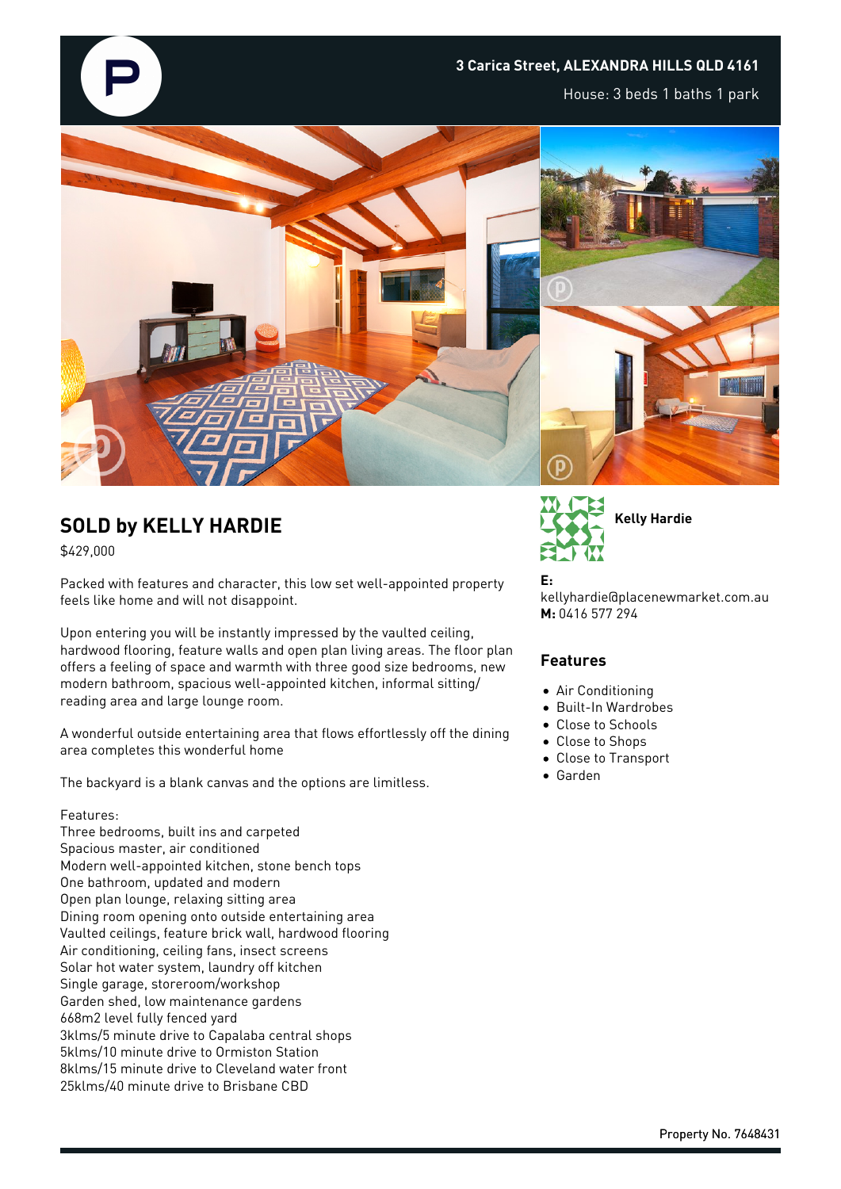**3 Carica Street, ALEXANDRA HILLS QLD 4161**

House: 3 beds 1 baths 1 park

## SOLD by KELLY HARDIE

$429,000

Packed with features and character, this low set well-appointed property feels like home and will not disappoint.

Upon entering you will be instantly impressed by the vaulted ceiling, hardwood flooring, feature walls and open plan living areas. The floor plan offers a feeling of space and warmth with three good size bedrooms, new modern bathroom, spacious well-appointed kitchen, informal sitting/ reading area and large lounge room.

A wonderful outside entertaining area that flows effortlessly off the dining area completes this wonderful home

The backyard is a blank canvas and the options are limitless.

Features:
Three bedrooms, built ins and carpeted
Spacious master, air conditioned
Modern well-appointed kitchen, stone bench tops
One bathroom, updated and modern
Open plan lounge, relaxing sitting area
Dining room opening onto outside entertaining area
Vaulted ceilings, feature brick wall, hardwood flooring
Air conditioning, ceiling fans, insect screens
Solar hot water system, laundry off kitchen
Single garage, storeroom/workshop
Garden shed, low maintenance gardens
668m2 level fully fenced yard
3klms/5 minute drive to Capalaba central shops
5klms/10 minute drive to Ormiston Station
8klms/15 minute drive to Cleveland water front
25klms/40 minute drive to Brisbane CBD

**Kelly Hardie**

**E:** kellyhardie@placenewmarket.com.au
**M:** 0416 577 294

### Features

- Air Conditioning
- Built-In Wardrobes
- Close to Schools
- Close to Shops
- Close to Transport
- Garden

Property No. 7648431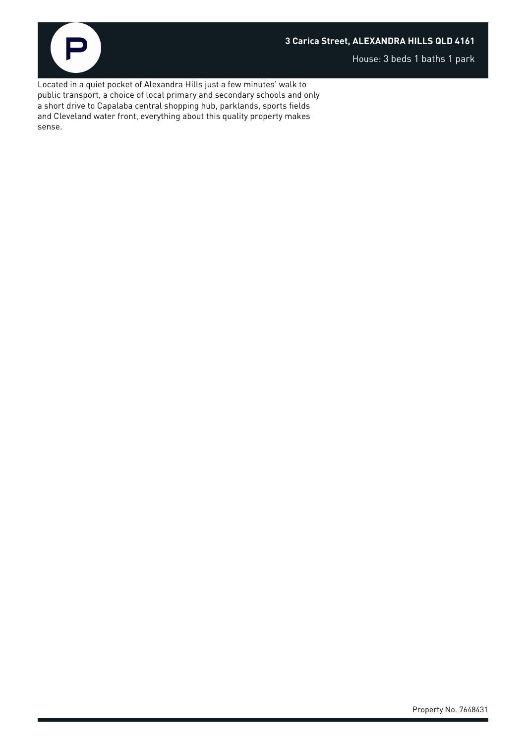**3 Carica Street, ALEXANDRA HILLS QLD 4161**

House: 3 beds 1 baths 1 park

Located in a quiet pocket of Alexandra Hills just a few minutes' walk to public transport, a choice of local primary and secondary schools and only a short drive to Capalaba central shopping hub, parklands, sports fields and Cleveland water front, everything about this quality property makes sense.

Property No. 7648431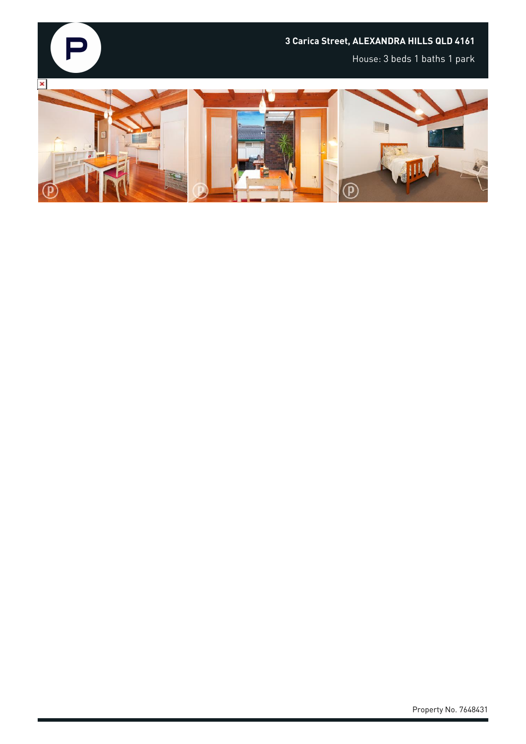**3 Carica Street, ALEXANDRA HILLS QLD 4161**

House: 3 beds 1 baths 1 park

Property No. 7648431